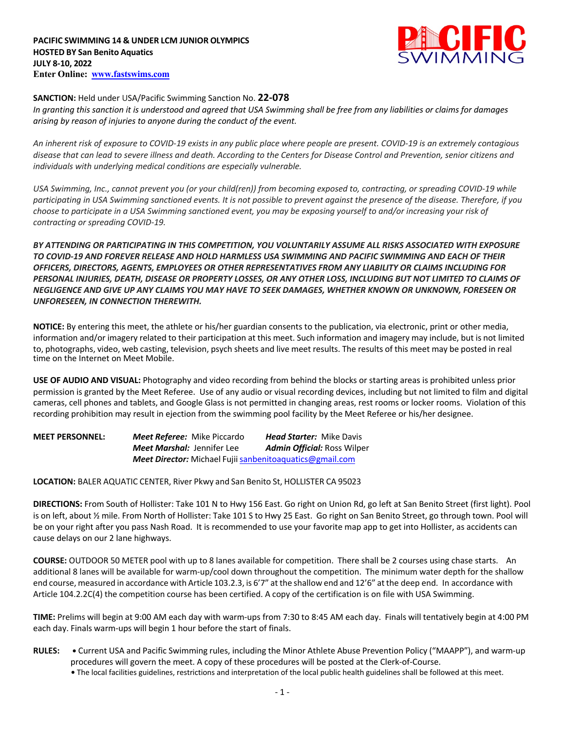**PACIFIC SWIMMING 14 & UNDER LCM JUNIOR OLYMPICS**
**HOSTED BY San Benito Aquatics**
**JULY 8-10, 2022**
**Enter Online: [www.fastswims.com](www.fastswims.com)**

**SANCTION:** Held under USA/Pacific Swimming Sanction No. **22-078**

*In granting this sanction it is understood and agreed that USA Swimming shall be free from any liabilities or claims for damages arising by reason of injuries to anyone during the conduct of the event.*

*An inherent risk of exposure to COVID-19 exists in any public place where people are present. COVID-19 is an extremely contagious disease that can lead to severe illness and death. According to the Centers for Disease Control and Prevention, senior citizens and individuals with underlying medical conditions are especially vulnerable.*

*USA Swimming, Inc., cannot prevent you (or your child(ren)) from becoming exposed to, contracting, or spreading COVID-19 while participating in USA Swimming sanctioned events. It is not possible to prevent against the presence of the disease. Therefore, if you choose to participate in a USA Swimming sanctioned event, you may be exposing yourself to and/or increasing your risk of contracting or spreading COVID-19.*

***BY ATTENDING OR PARTICIPATING IN THIS COMPETITION, YOU VOLUNTARILY ASSUME ALL RISKS ASSOCIATED WITH EXPOSURE TO COVID-19 AND FOREVER RELEASE AND HOLD HARMLESS USA SWIMMING AND PACIFIC SWIMMING AND EACH OF THEIR OFFICERS, DIRECTORS, AGENTS, EMPLOYEES OR OTHER REPRESENTATIVES FROM ANY LIABILITY OR CLAIMS INCLUDING FOR PERSONAL INJURIES, DEATH, DISEASE OR PROPERTY LOSSES, OR ANY OTHER LOSS, INCLUDING BUT NOT LIMITED TO CLAIMS OF NEGLIGENCE AND GIVE UP ANY CLAIMS YOU MAY HAVE TO SEEK DAMAGES, WHETHER KNOWN OR UNKNOWN, FORESEEN OR UNFORESEEN, IN CONNECTION THEREWITH.***

**NOTICE:** By entering this meet, the athlete or his/her guardian consents to the publication, via electronic, print or other media, information and/or imagery related to their participation at this meet. Such information and imagery may include, but is not limited to, photographs, video, web casting, television, psych sheets and live meet results. The results of this meet may be posted in real time on the Internet on Meet Mobile.

**USE OF AUDIO AND VISUAL:** Photography and video recording from behind the blocks or starting areas is prohibited unless prior permission is granted by the Meet Referee. Use of any audio or visual recording devices, including but not limited to film and digital cameras, cell phones and tablets, and Google Glass is not permitted in changing areas, rest rooms or locker rooms. Violation of this recording prohibition may result in ejection from the swimming pool facility by the Meet Referee or his/her designee.

**MEET PERSONNEL:**
***Meet Referee:*** Mike Piccardo — ***Head Starter:*** Mike Davis
***Meet Marshal:*** Jennifer Lee — ***Admin Official:*** Ross Wilper
***Meet Director:*** Michael Fujii [sanbenitoaquatics@gmail.com](mailto:sanbenitoaquatics@gmail.com)

**LOCATION:** BALER AQUATIC CENTER, River Pkwy and San Benito St, HOLLISTER CA 95023

**DIRECTIONS:** From South of Hollister: Take 101 N to Hwy 156 East. Go right on Union Rd, go left at San Benito Street (first light). Pool is on left, about ½ mile. From North of Hollister: Take 101 S to Hwy 25 East. Go right on San Benito Street, go through town. Pool will be on your right after you pass Nash Road. It is recommended to use your favorite map app to get into Hollister, as accidents can cause delays on our 2 lane highways.

**COURSE:** OUTDOOR 50 METER pool with up to 8 lanes available for competition. There shall be 2 courses using chase starts. An additional 8 lanes will be available for warm-up/cool down throughout the competition. The minimum water depth for the shallow end course, measured in accordance with Article 103.2.3, is 6'7" at the shallow end and 12'6" at the deep end. In accordance with Article 104.2.2C(4) the competition course has been certified. A copy of the certification is on file with USA Swimming.

**TIME:** Prelims will begin at 9:00 AM each day with warm-ups from 7:30 to 8:45 AM each day. Finals will tentatively begin at 4:00 PM each day. Finals warm-ups will begin 1 hour before the start of finals.

**RULES:**
- Current USA and Pacific Swimming rules, including the Minor Athlete Abuse Prevention Policy ("MAAPP"), and warm-up procedures will govern the meet. A copy of these procedures will be posted at the Clerk-of-Course.
- The local facilities guidelines, restrictions and interpretation of the local public health guidelines shall be followed at this meet.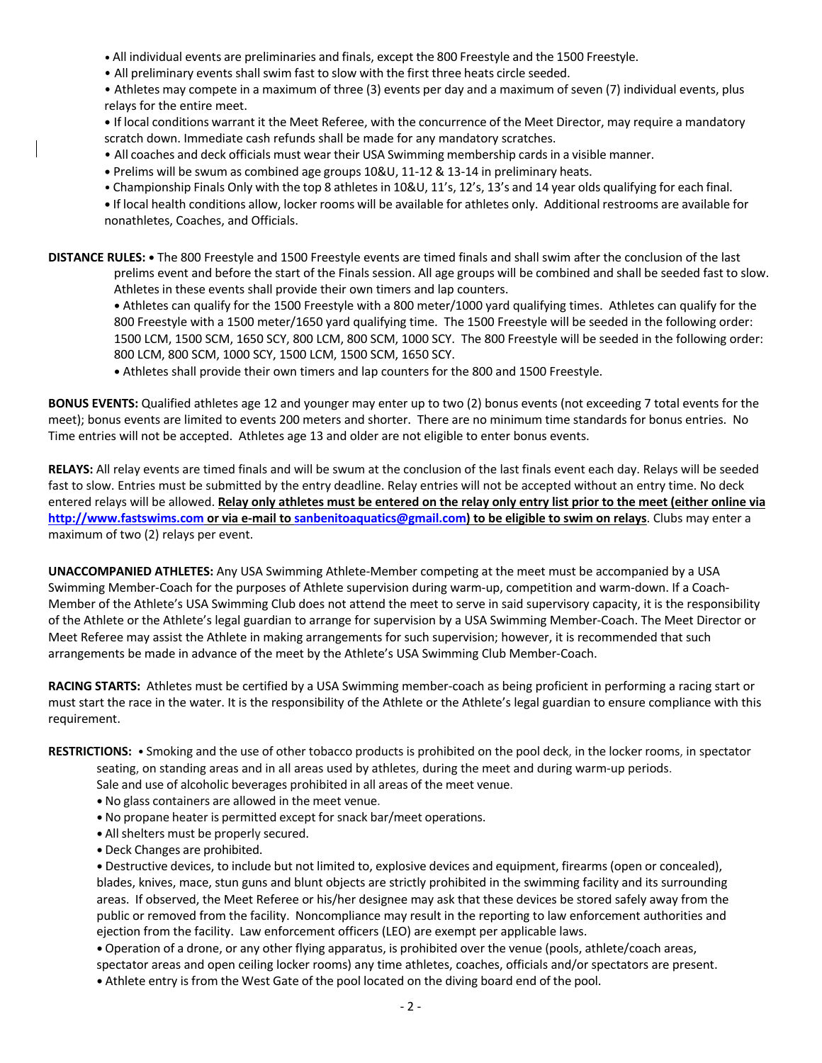- All individual events are preliminaries and finals, except the 800 Freestyle and the 1500 Freestyle.
- All preliminary events shall swim fast to slow with the first three heats circle seeded.
- Athletes may compete in a maximum of three (3) events per day and a maximum of seven (7) individual events, plus relays for the entire meet.
- If local conditions warrant it the Meet Referee, with the concurrence of the Meet Director, may require a mandatory scratch down. Immediate cash refunds shall be made for any mandatory scratches.
- All coaches and deck officials must wear their USA Swimming membership cards in a visible manner.
- Prelims will be swum as combined age groups 10&U, 11-12 & 13-14 in preliminary heats.
- Championship Finals Only with the top 8 athletes in 10&U, 11's, 12's, 13's and 14 year olds qualifying for each final.
- If local health conditions allow, locker rooms will be available for athletes only. Additional restrooms are available for nonathletes, Coaches, and Officials.

**DISTANCE RULES:** • The 800 Freestyle and 1500 Freestyle events are timed finals and shall swim after the conclusion of the last prelims event and before the start of the Finals session. All age groups will be combined and shall be seeded fast to slow. Athletes in these events shall provide their own timers and lap counters.

- Athletes can qualify for the 1500 Freestyle with a 800 meter/1000 yard qualifying times. Athletes can qualify for the 800 Freestyle with a 1500 meter/1650 yard qualifying time. The 1500 Freestyle will be seeded in the following order: 1500 LCM, 1500 SCM, 1650 SCY, 800 LCM, 800 SCM, 1000 SCY. The 800 Freestyle will be seeded in the following order: 800 LCM, 800 SCM, 1000 SCY, 1500 LCM, 1500 SCM, 1650 SCY.
- Athletes shall provide their own timers and lap counters for the 800 and 1500 Freestyle.

**BONUS EVENTS:** Qualified athletes age 12 and younger may enter up to two (2) bonus events (not exceeding 7 total events for the meet); bonus events are limited to events 200 meters and shorter. There are no minimum time standards for bonus entries. No Time entries will not be accepted. Athletes age 13 and older are not eligible to enter bonus events.

**RELAYS:** All relay events are timed finals and will be swum at the conclusion of the last finals event each day. Relays will be seeded fast to slow. Entries must be submitted by the entry deadline. Relay entries will not be accepted without an entry time. No deck entered relays will be allowed. **Relay only athletes must be entered on the relay only entry list prior to the meet (either online via http://www.fastswims.com or via e-mail to sanbenitoaquatics@gmail.com) to be eligible to swim on relays**. Clubs may enter a maximum of two (2) relays per event.

**UNACCOMPANIED ATHLETES:** Any USA Swimming Athlete-Member competing at the meet must be accompanied by a USA Swimming Member-Coach for the purposes of Athlete supervision during warm-up, competition and warm-down. If a Coach-Member of the Athlete's USA Swimming Club does not attend the meet to serve in said supervisory capacity, it is the responsibility of the Athlete or the Athlete's legal guardian to arrange for supervision by a USA Swimming Member-Coach. The Meet Director or Meet Referee may assist the Athlete in making arrangements for such supervision; however, it is recommended that such arrangements be made in advance of the meet by the Athlete's USA Swimming Club Member-Coach.

**RACING STARTS:** Athletes must be certified by a USA Swimming member-coach as being proficient in performing a racing start or must start the race in the water. It is the responsibility of the Athlete or the Athlete's legal guardian to ensure compliance with this requirement.

**RESTRICTIONS:** • Smoking and the use of other tobacco products is prohibited on the pool deck, in the locker rooms, in spectator seating, on standing areas and in all areas used by athletes, during the meet and during warm-up periods. Sale and use of alcoholic beverages prohibited in all areas of the meet venue.

- No glass containers are allowed in the meet venue.
- No propane heater is permitted except for snack bar/meet operations.
- All shelters must be properly secured.
- Deck Changes are prohibited.
- Destructive devices, to include but not limited to, explosive devices and equipment, firearms (open or concealed), blades, knives, mace, stun guns and blunt objects are strictly prohibited in the swimming facility and its surrounding areas. If observed, the Meet Referee or his/her designee may ask that these devices be stored safely away from the public or removed from the facility. Noncompliance may result in the reporting to law enforcement authorities and ejection from the facility. Law enforcement officers (LEO) are exempt per applicable laws.
- Operation of a drone, or any other flying apparatus, is prohibited over the venue (pools, athlete/coach areas, spectator areas and open ceiling locker rooms) any time athletes, coaches, officials and/or spectators are present.
- Athlete entry is from the West Gate of the pool located on the diving board end of the pool.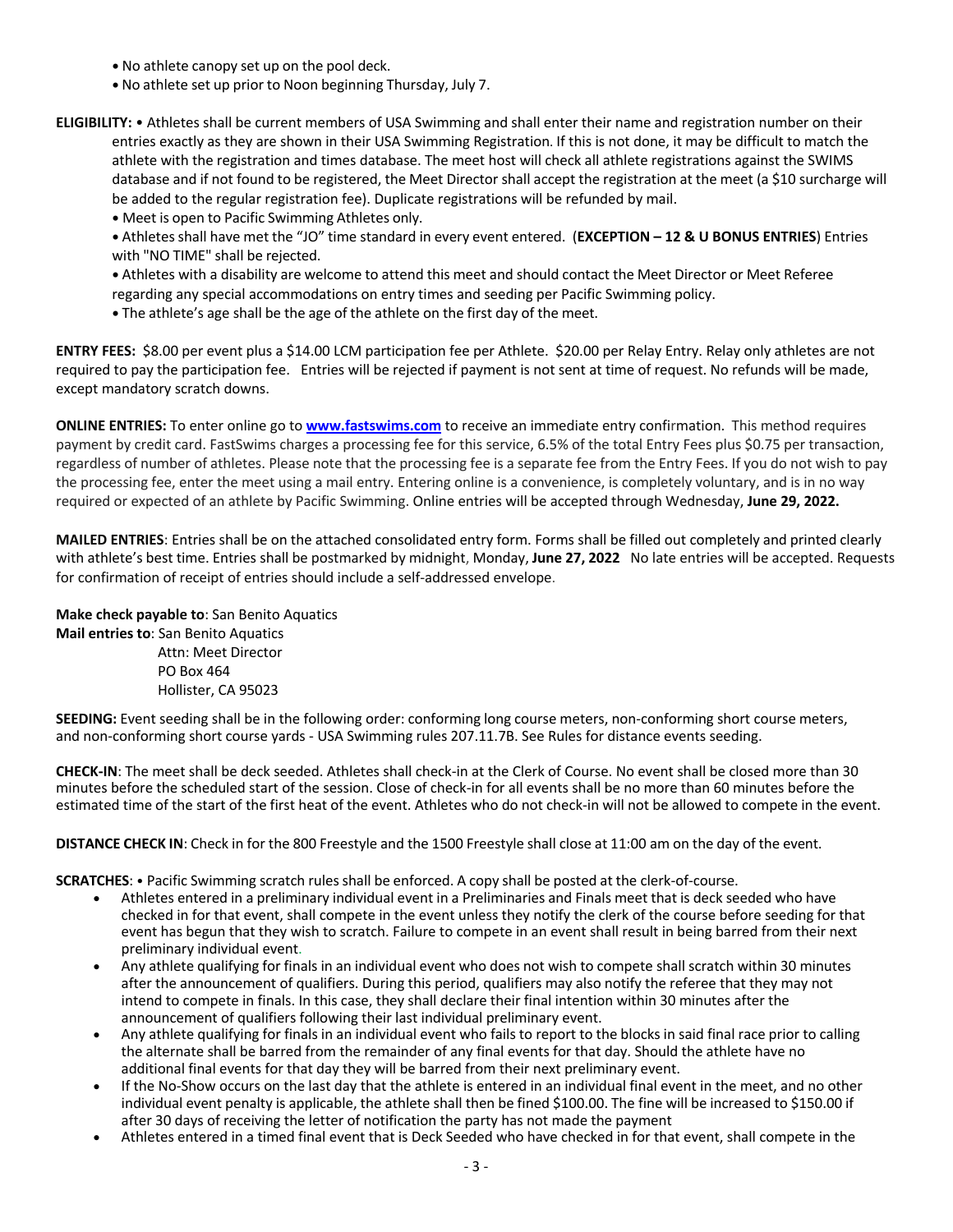- No athlete canopy set up on the pool deck.
- No athlete set up prior to Noon beginning Thursday, July 7.

**ELIGIBILITY:** • Athletes shall be current members of USA Swimming and shall enter their name and registration number on their entries exactly as they are shown in their USA Swimming Registration. If this is not done, it may be difficult to match the athlete with the registration and times database. The meet host will check all athlete registrations against the SWIMS database and if not found to be registered, the Meet Director shall accept the registration at the meet (a $10 surcharge will be added to the regular registration fee). Duplicate registrations will be refunded by mail.

- Meet is open to Pacific Swimming Athletes only.
- Athletes shall have met the "JO" time standard in every event entered. (**EXCEPTION – 12 & U BONUS ENTRIES**) Entries with "NO TIME" shall be rejected.
- Athletes with a disability are welcome to attend this meet and should contact the Meet Director or Meet Referee regarding any special accommodations on entry times and seeding per Pacific Swimming policy.
- The athlete's age shall be the age of the athlete on the first day of the meet.

**ENTRY FEES:** $8.00 per event plus a $14.00 LCM participation fee per Athlete. $20.00 per Relay Entry. Relay only athletes are not required to pay the participation fee. Entries will be rejected if payment is not sent at time of request. No refunds will be made, except mandatory scratch downs.

**ONLINE ENTRIES:** To enter online go to **www.fastswims.com** to receive an immediate entry confirmation. This method requires payment by credit card. FastSwims charges a processing fee for this service, 6.5% of the total Entry Fees plus $0.75 per transaction, regardless of number of athletes. Please note that the processing fee is a separate fee from the Entry Fees. If you do not wish to pay the processing fee, enter the meet using a mail entry. Entering online is a convenience, is completely voluntary, and is in no way required or expected of an athlete by Pacific Swimming. Online entries will be accepted through Wednesday, **June 29, 2022.**

**MAILED ENTRIES**: Entries shall be on the attached consolidated entry form. Forms shall be filled out completely and printed clearly with athlete's best time. Entries shall be postmarked by midnight, Monday, **June 27, 2022** No late entries will be accepted. Requests for confirmation of receipt of entries should include a self-addressed envelope.

**Make check payable to**: San Benito Aquatics
**Mail entries to**: San Benito Aquatics
Attn: Meet Director
PO Box 464
Hollister, CA 95023

**SEEDING:** Event seeding shall be in the following order: conforming long course meters, non-conforming short course meters, and non-conforming short course yards - USA Swimming rules 207.11.7B. See Rules for distance events seeding.

**CHECK-IN**: The meet shall be deck seeded. Athletes shall check-in at the Clerk of Course. No event shall be closed more than 30 minutes before the scheduled start of the session. Close of check-in for all events shall be no more than 60 minutes before the estimated time of the start of the first heat of the event. Athletes who do not check-in will not be allowed to compete in the event.

**DISTANCE CHECK IN**: Check in for the 800 Freestyle and the 1500 Freestyle shall close at 11:00 am on the day of the event.

**SCRATCHES**: • Pacific Swimming scratch rules shall be enforced. A copy shall be posted at the clerk-of-course.

- Athletes entered in a preliminary individual event in a Preliminaries and Finals meet that is deck seeded who have checked in for that event, shall compete in the event unless they notify the clerk of the course before seeding for that event has begun that they wish to scratch. Failure to compete in an event shall result in being barred from their next preliminary individual event.
- Any athlete qualifying for finals in an individual event who does not wish to compete shall scratch within 30 minutes after the announcement of qualifiers. During this period, qualifiers may also notify the referee that they may not intend to compete in finals. In this case, they shall declare their final intention within 30 minutes after the announcement of qualifiers following their last individual preliminary event.
- Any athlete qualifying for finals in an individual event who fails to report to the blocks in said final race prior to calling the alternate shall be barred from the remainder of any final events for that day. Should the athlete have no additional final events for that day they will be barred from their next preliminary event.
- If the No-Show occurs on the last day that the athlete is entered in an individual final event in the meet, and no other individual event penalty is applicable, the athlete shall then be fined $100.00. The fine will be increased to $150.00 if after 30 days of receiving the letter of notification the party has not made the payment
- Athletes entered in a timed final event that is Deck Seeded who have checked in for that event, shall compete in the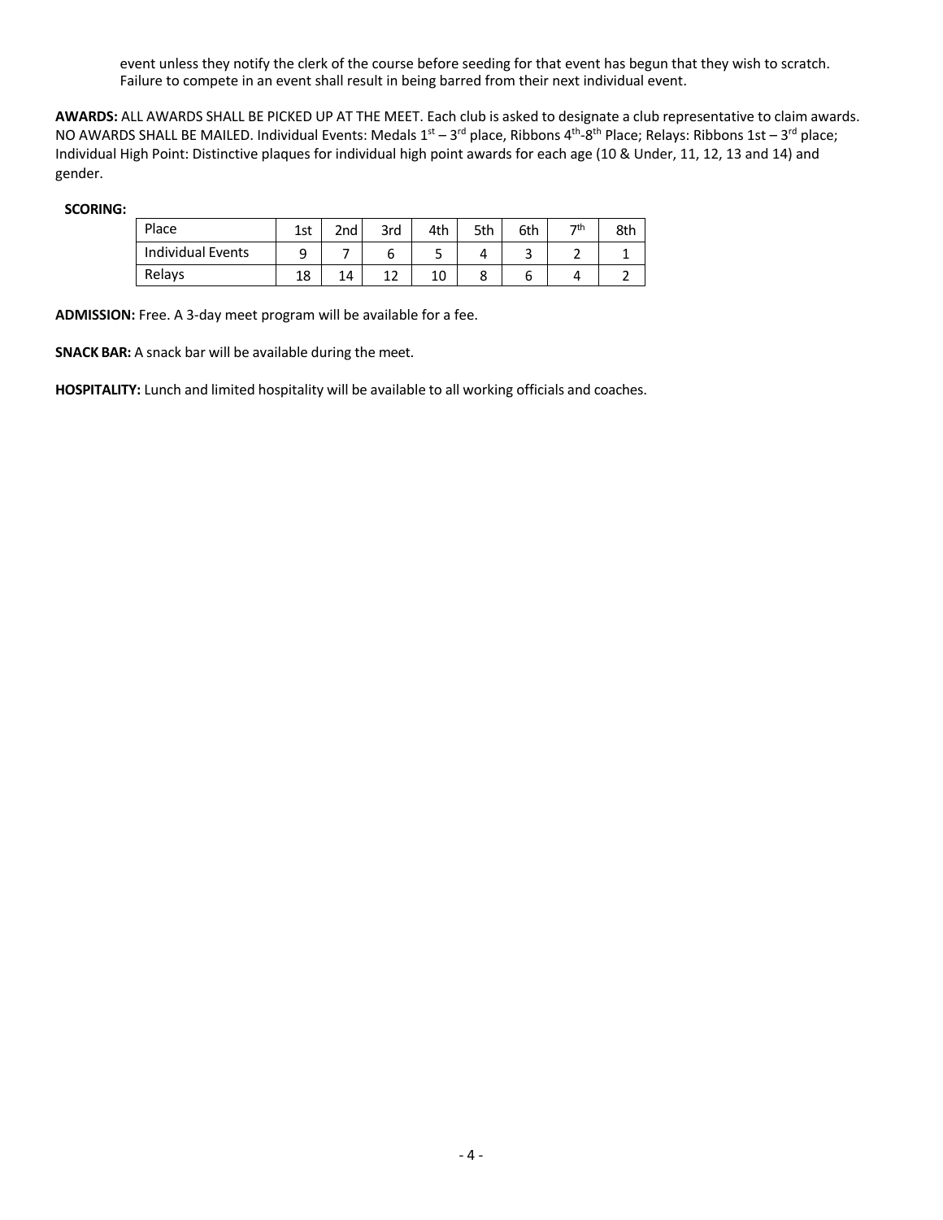event unless they notify the clerk of the course before seeding for that event has begun that they wish to scratch. Failure to compete in an event shall result in being barred from their next individual event.

**AWARDS:** ALL AWARDS SHALL BE PICKED UP AT THE MEET. Each club is asked to designate a club representative to claim awards. NO AWARDS SHALL BE MAILED. Individual Events: Medals 1st – 3rd place, Ribbons 4th-8th Place; Relays: Ribbons 1st – 3rd place; Individual High Point: Distinctive plaques for individual high point awards for each age (10 & Under, 11, 12, 13 and 14) and gender.

**SCORING:**

| Place | 1st | 2nd | 3rd | 4th | 5th | 6th | 7th | 8th |
|---|---|---|---|---|---|---|---|---|
| Individual Events | 9 | 7 | 6 | 5 | 4 | 3 | 2 | 1 |
| Relays | 18 | 14 | 12 | 10 | 8 | 6 | 4 | 2 |

**ADMISSION:** Free. A 3-day meet program will be available for a fee.

**SNACK BAR:** A snack bar will be available during the meet.

**HOSPITALITY:** Lunch and limited hospitality will be available to all working officials and coaches.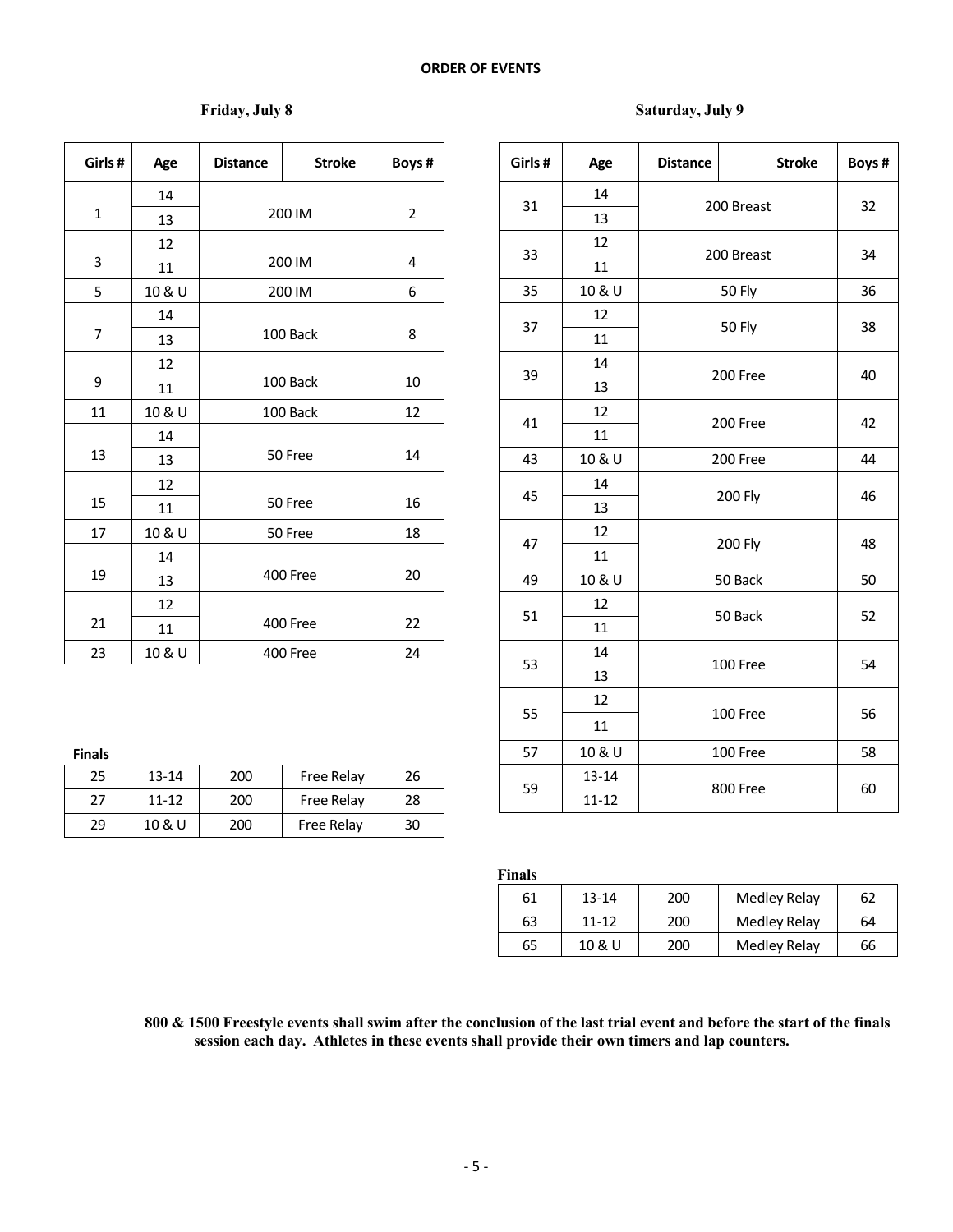## ORDER OF EVENTS

### Friday, July 8

| Girls # | Age | Distance | Stroke | Boys # |
|---|---|---|---|---|
| 1 | 14 | 200 IM | | 2 |
| | 13 | | | |
| 3 | 12 | 200 IM | | 4 |
| | 11 | | | |
| 5 | 10 & U | 200 IM | | 6 |
| 7 | 14 | 100 Back | | 8 |
| | 13 | | | |
| 9 | 12 | 100 Back | | 10 |
| | 11 | | | |
| 11 | 10 & U | 100 Back | | 12 |
| 13 | 14 | 50 Free | | 14 |
| | 13 | | | |
| 15 | 12 | 50 Free | | 16 |
| | 11 | | | |
| 17 | 10 & U | 50 Free | | 18 |
| 19 | 14 | 400 Free | | 20 |
| | 13 | | | |
| 21 | 12 | 400 Free | | 22 |
| | 11 | | | |
| 23 | 10 & U | 400 Free | | 24 |

**Finals**

| Girls # | Age | Distance | Stroke | Boys # |
|---|---|---|---|---|
| 25 | 13-14 | 200 | Free Relay | 26 |
| 27 | 11-12 | 200 | Free Relay | 28 |
| 29 | 10 & U | 200 | Free Relay | 30 |

### Saturday, July 9

| Girls # | Age | Distance | Stroke | Boys # |
|---|---|---|---|---|
| 31 | 14 | 200 Breast | | 32 |
| | 13 | | | |
| 33 | 12 | 200 Breast | | 34 |
| | 11 | | | |
| 35 | 10 & U | 50 Fly | | 36 |
| 37 | 12 | 50 Fly | | 38 |
| | 11 | | | |
| 39 | 14 | 200 Free | | 40 |
| | 13 | | | |
| 41 | 12 | 200 Free | | 42 |
| | 11 | | | |
| 43 | 10 & U | 200 Free | | 44 |
| 45 | 14 | 200 Fly | | 46 |
| | 13 | | | |
| 47 | 12 | 200 Fly | | 48 |
| | 11 | | | |
| 49 | 10 & U | 50 Back | | 50 |
| 51 | 12 | 50 Back | | 52 |
| | 11 | | | |
| 53 | 14 | 100 Free | | 54 |
| | 13 | | | |
| 55 | 12 | 100 Free | | 56 |
| | 11 | | | |
| 57 | 10 & U | 100 Free | | 58 |
| 59 | 13-14 | 800 Free | | 60 |
| | 11-12 | | | |

**Finals**

| Girls # | Age | Distance | Stroke | Boys # |
|---|---|---|---|---|
| 61 | 13-14 | 200 | Medley Relay | 62 |
| 63 | 11-12 | 200 | Medley Relay | 64 |
| 65 | 10 & U | 200 | Medley Relay | 66 |

**800 & 1500 Freestyle events shall swim after the conclusion of the last trial event and before the start of the finals session each day. Athletes in these events shall provide their own timers and lap counters.**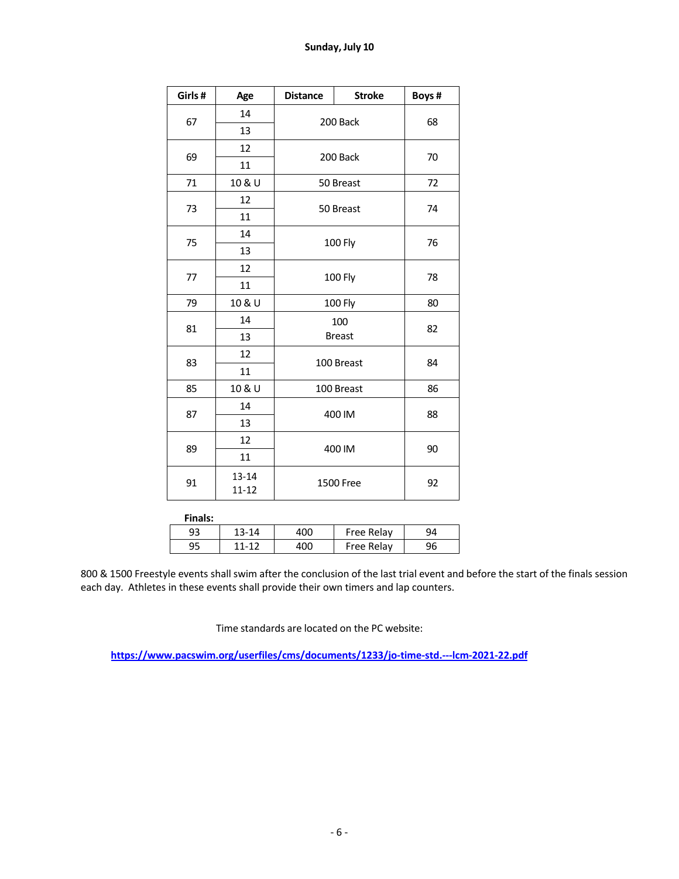**Sunday, July 10**

| Girls # | Age | Distance | Stroke | Boys # |
|---|---|---|---|---|
| 67 | 14<br>13 | 200 Back | | 68 |
| 69 | 12<br>11 | 200 Back | | 70 |
| 71 | 10 & U | 50 Breast | | 72 |
| 73 | 12<br>11 | 50 Breast | | 74 |
| 75 | 14<br>13 | 100 Fly | | 76 |
| 77 | 12<br>11 | 100 Fly | | 78 |
| 79 | 10 & U | 100 Fly | | 80 |
| 81 | 14<br>13 | 100 Breast | | 82 |
| 83 | 12<br>11 | 100 Breast | | 84 |
| 85 | 10 & U | 100 Breast | | 86 |
| 87 | 14<br>13 | 400 IM | | 88 |
| 89 | 12<br>11 | 400 IM | | 90 |
| 91 | 13-14<br>11-12 | 1500 Free | | 92 |

**Finals:**

| | | | | |
|---|---|---|---|---|
| 93 | 13-14 | 400 | Free Relay | 94 |
| 95 | 11-12 | 400 | Free Relay | 96 |

800 & 1500 Freestyle events shall swim after the conclusion of the last trial event and before the start of the finals session each day. Athletes in these events shall provide their own timers and lap counters.

Time standards are located on the PC website:

https://www.pacswim.org/userfiles/cms/documents/1233/jo-time-std.---lcm-2021-22.pdf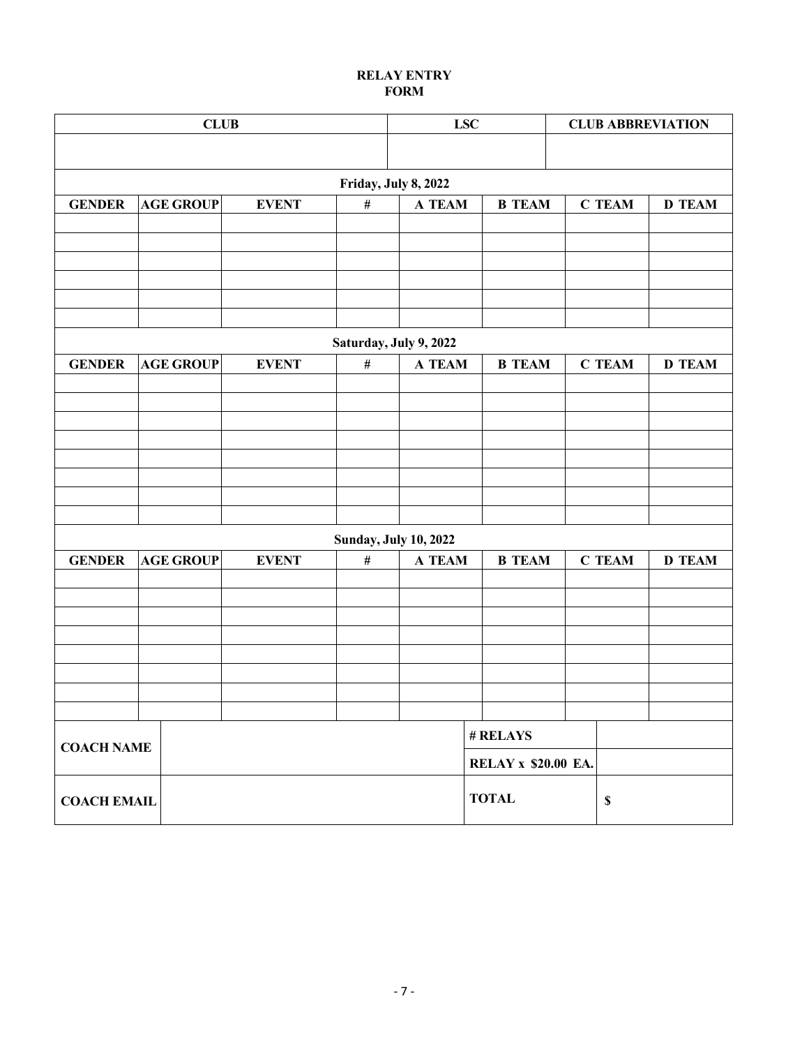# RELAY ENTRY FORM

| CLUB | LSC | CLUB ABBREVIATION |
|---|---|---|
| | | |

**Friday, July 8, 2022**

| GENDER | AGE GROUP | EVENT | # | A TEAM | B TEAM | C TEAM | D TEAM |
|---|---|---|---|---|---|---|---|
| | | | | | | | |
| | | | | | | | |
| | | | | | | | |
| | | | | | | | |
| | | | | | | | |
| | | | | | | | |

**Saturday, July 9, 2022**

| GENDER | AGE GROUP | EVENT | # | A TEAM | B TEAM | C TEAM | D TEAM |
|---|---|---|---|---|---|---|---|
| | | | | | | | |
| | | | | | | | |
| | | | | | | | |
| | | | | | | | |
| | | | | | | | |
| | | | | | | | |
| | | | | | | | |
| | | | | | | | |

**Sunday, July 10, 2022**

| GENDER | AGE GROUP | EVENT | # | A TEAM | B TEAM | C TEAM | D TEAM |
|---|---|---|---|---|---|---|---|
| | | | | | | | |
| | | | | | | | |
| | | | | | | | |
| | | | | | | | |
| | | | | | | | |
| | | | | | | | |
| | | | | | | | |
| | | | | | | | |

| | | | |
|---|---|---|---|
| **COACH NAME** | | **# RELAYS** | |
| | | **RELAY x $20.00 EA.** | |
| **COACH EMAIL** | | **TOTAL** | **$** |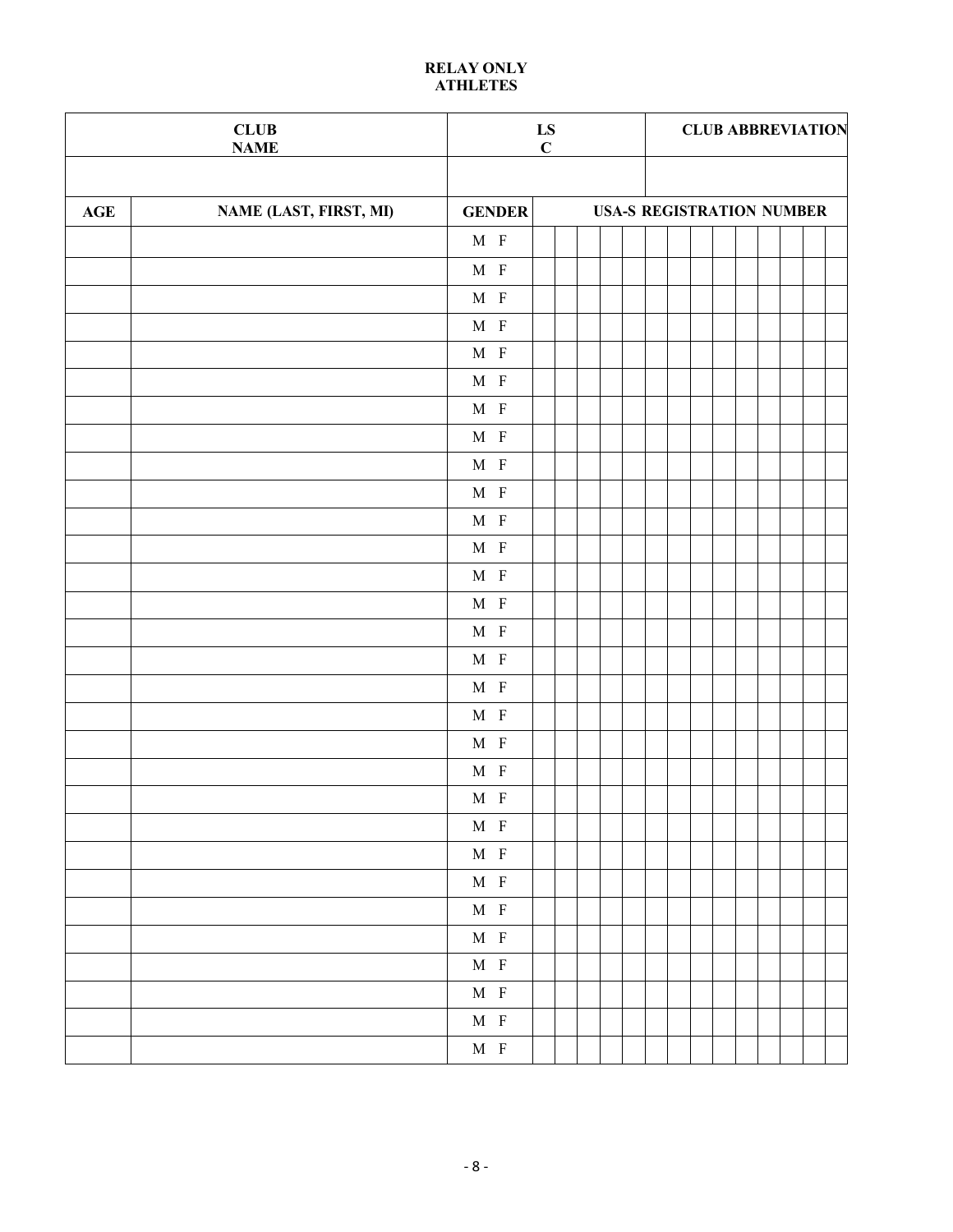## RELAY ONLY ATHLETES

| CLUB NAME | | LSC | CLUB ABBREVIATION |
|---|---|---|---|
| | | | |

| AGE | NAME (LAST, FIRST, MI) | GENDER | USA-S REGISTRATION NUMBER | | | | | | | | | | | | | |
|---|---|---|---|---|---|---|---|---|---|---|---|---|---|---|---|---|
| | | M F | | | | | | | | | | | | | | |
| | | M F | | | | | | | | | | | | | | |
| | | M F | | | | | | | | | | | | | | |
| | | M F | | | | | | | | | | | | | | |
| | | M F | | | | | | | | | | | | | | |
| | | M F | | | | | | | | | | | | | | |
| | | M F | | | | | | | | | | | | | | |
| | | M F | | | | | | | | | | | | | | |
| | | M F | | | | | | | | | | | | | | |
| | | M F | | | | | | | | | | | | | | |
| | | M F | | | | | | | | | | | | | | |
| | | M F | | | | | | | | | | | | | | |
| | | M F | | | | | | | | | | | | | | |
| | | M F | | | | | | | | | | | | | | |
| | | M F | | | | | | | | | | | | | | |
| | | M F | | | | | | | | | | | | | | |
| | | M F | | | | | | | | | | | | | | |
| | | M F | | | | | | | | | | | | | | |
| | | M F | | | | | | | | | | | | | | |
| | | M F | | | | | | | | | | | | | | |
| | | M F | | | | | | | | | | | | | | |
| | | M F | | | | | | | | | | | | | | |
| | | M F | | | | | | | | | | | | | | |
| | | M F | | | | | | | | | | | | | | |
| | | M F | | | | | | | | | | | | | | |
| | | M F | | | | | | | | | | | | | | |
| | | M F | | | | | | | | | | | | | | |
| | | M F | | | | | | | | | | | | | | |
| | | M F | | | | | | | | | | | | | | |
| | | M F | | | | | | | | | | | | | | |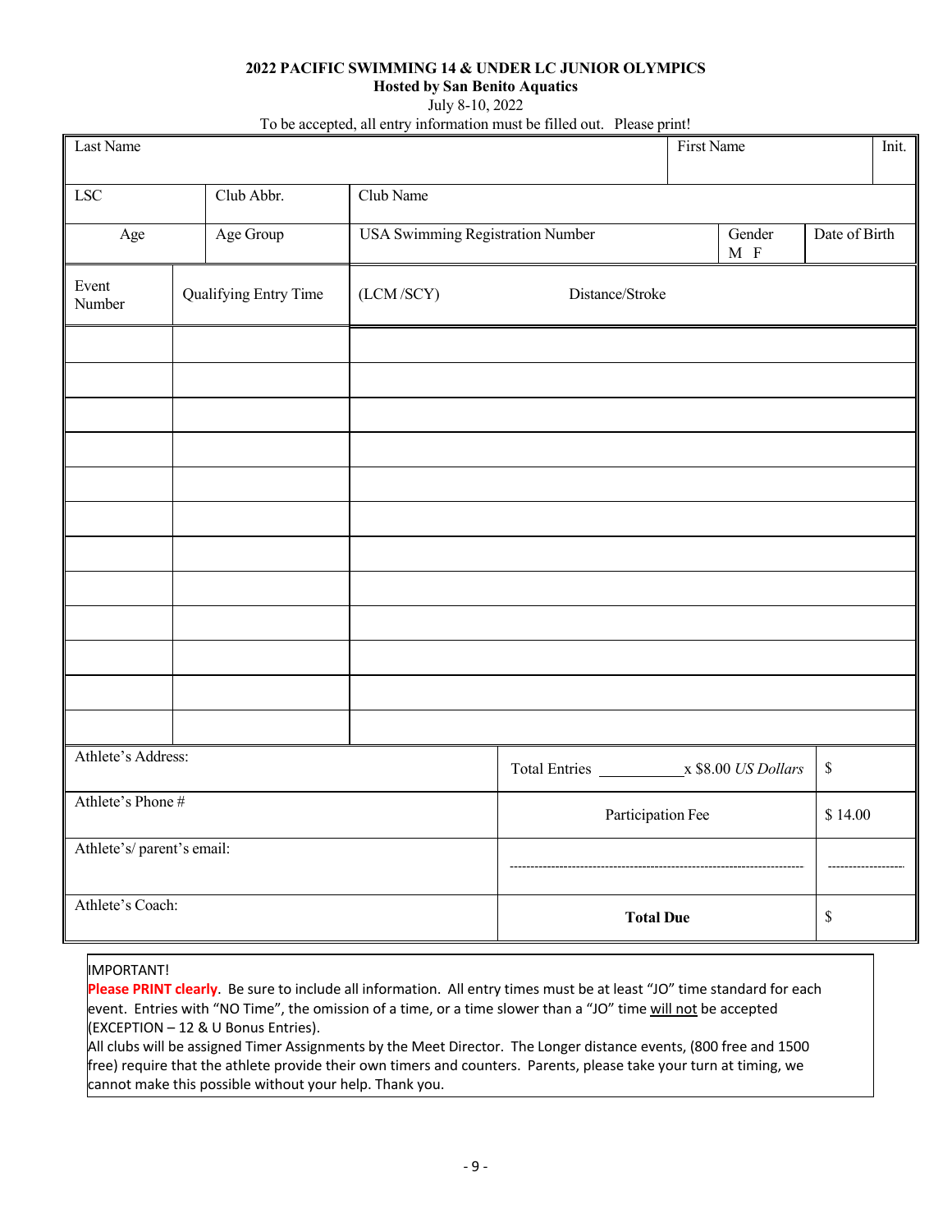**2022 PACIFIC SWIMMING 14 & UNDER LC JUNIOR OLYMPICS**

**Hosted by San Benito Aquatics**

July 8-10, 2022

To be accepted, all entry information must be filled out. Please print!

| Last Name | | | First Name | | Init. |
|---|---|---|---|---|---|
| LSC | Club Abbr. | Club Name | | | |
| Age | Age Group | USA Swimming Registration Number | Gender M F | Date of Birth | |

| Event Number | Qualifying Entry Time | (LCM /SCY) Distance/Stroke |
|---|---|---|
| | | |
| | | |
| | | |
| | | |
| | | |
| | | |
| | | |
| | | |
| | | |
| | | |
| | | |
| | | |

| | | |
|---|---|---|
| Athlete's Address: | Total Entries ________ x $8.00 *US Dollars* | $ |
| Athlete's Phone # | Participation Fee | $ 14.00 |
| Athlete's/ parent's email: | ------------------------------------------------------------ | ---------------- |
| Athlete's Coach: | **Total Due** | $ |

IMPORTANT!

**Please PRINT clearly**. Be sure to include all information. All entry times must be at least "JO" time standard for each event. Entries with "NO Time", the omission of a time, or a time slower than a "JO" time will not be accepted (EXCEPTION – 12 & U Bonus Entries).

All clubs will be assigned Timer Assignments by the Meet Director. The Longer distance events, (800 free and 1500 free) require that the athlete provide their own timers and counters. Parents, please take your turn at timing, we cannot make this possible without your help. Thank you.